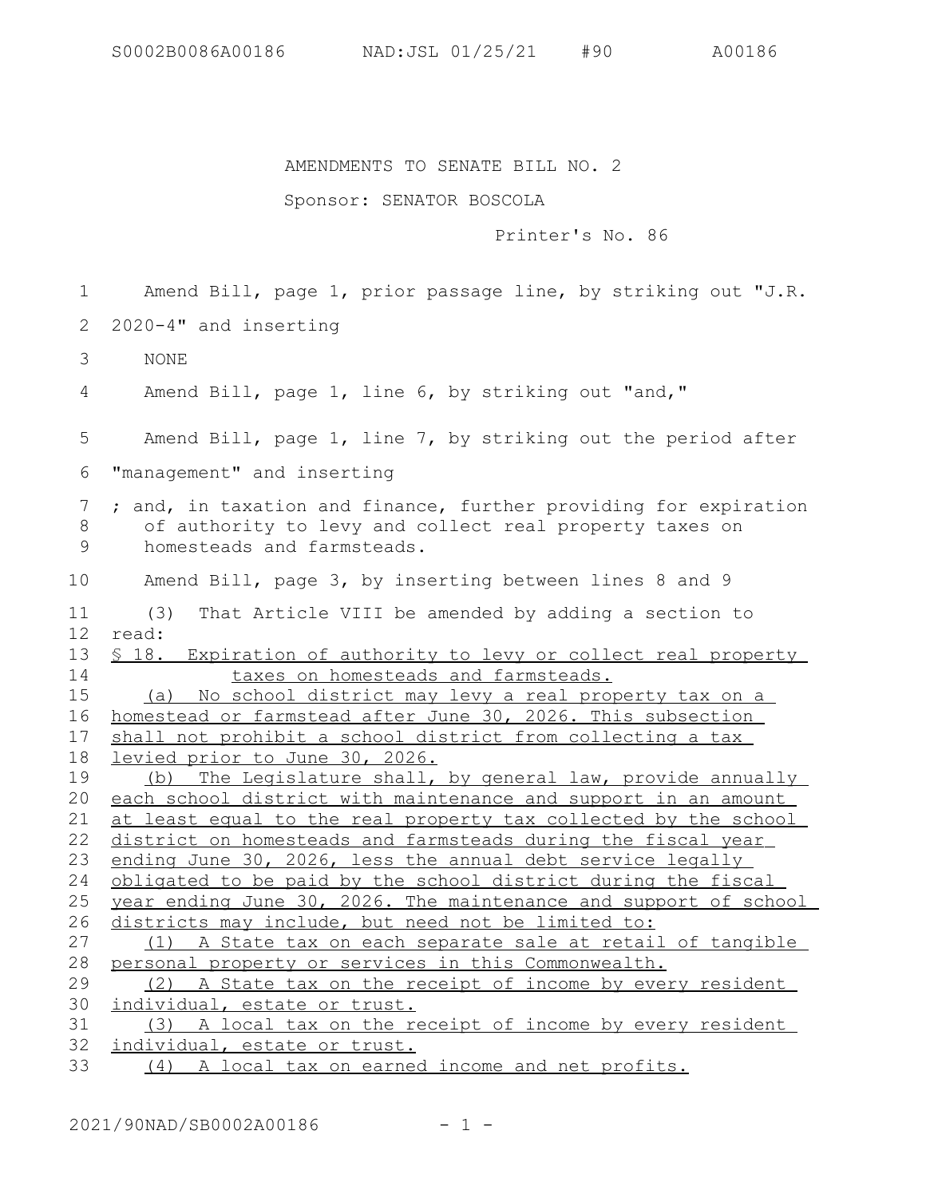AMENDMENTS TO SENATE BILL NO. 2

Sponsor: SENATOR BOSCOLA

Printer's No. 86

Amend Bill, page 1, prior passage line, by striking out "J.R. 2020-4" and inserting

NONE

Amend Bill, page 1, line 6, by striking out "and,"

Amend Bill, page 1, line 7, by striking out the period after "management" and inserting

; and, in taxation and finance, further providing for expiration of authority to levy and collect real property taxes on homesteads and farmsteads.

Amend Bill, page 3, by inserting between lines 8 and 9

(3) That Article VIII be amended by adding a section to read:

§ 18. Expiration of authority to levy or collect real property taxes on homesteads and farmsteads.

(a) No school district may levy a real property tax on a homestead or farmstead after June 30, 2026. This subsection shall not prohibit a school district from collecting a tax levied prior to June 30, 2026.

(b) The Legislature shall, by general law, provide annually each school district with maintenance and support in an amount at least equal to the real property tax collected by the school district on homesteads and farmsteads during the fiscal year ending June 30, 2026, less the annual debt service legally obligated to be paid by the school district during the fiscal year ending June 30, 2026. The maintenance and support of school districts may include, but need not be limited to:

(1) A State tax on each separate sale at retail of tangible personal property or services in this Commonwealth.

(2) A State tax on the receipt of income by every resident individual, estate or trust.

(3) A local tax on the receipt of income by every resident individual, estate or trust.

(4) A local tax on earned income and net profits.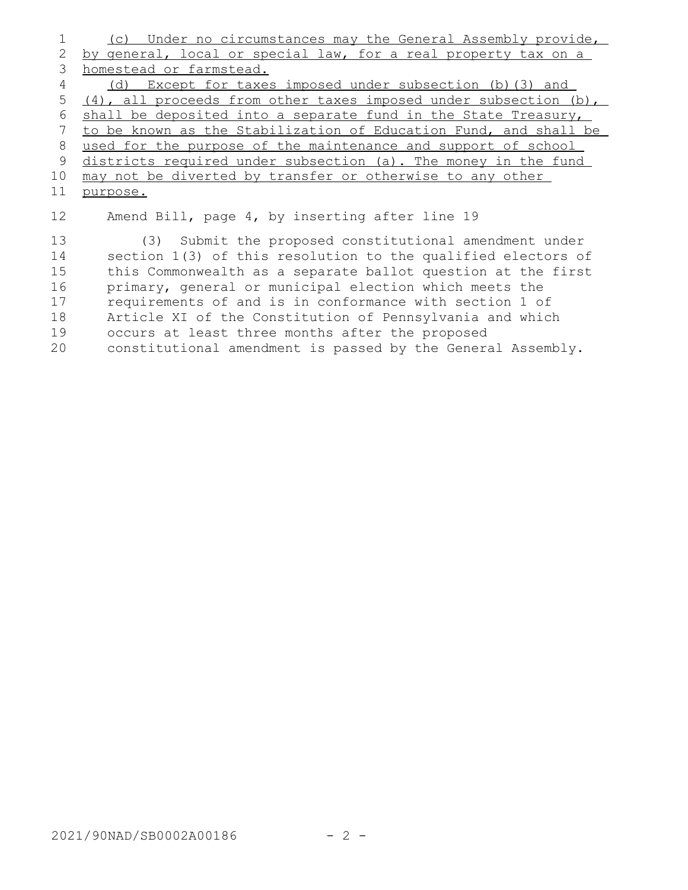(c) Under no circumstances may the General Assembly provide, by general, local or special law, for a real property tax on a homestead or farmstead.

(d) Except for taxes imposed under subsection (b)(3) and (4), all proceeds from other taxes imposed under subsection (b), shall be deposited into a separate fund in the State Treasury, to be known as the Stabilization of Education Fund, and shall be used for the purpose of the maintenance and support of school districts required under subsection (a). The money in the fund may not be diverted by transfer or otherwise to any other purpose.

Amend Bill, page 4, by inserting after line 19

(3) Submit the proposed constitutional amendment under section 1(3) of this resolution to the qualified electors of this Commonwealth as a separate ballot question at the first primary, general or municipal election which meets the requirements of and is in conformance with section 1 of Article XI of the Constitution of Pennsylvania and which occurs at least three months after the proposed constitutional amendment is passed by the General Assembly.